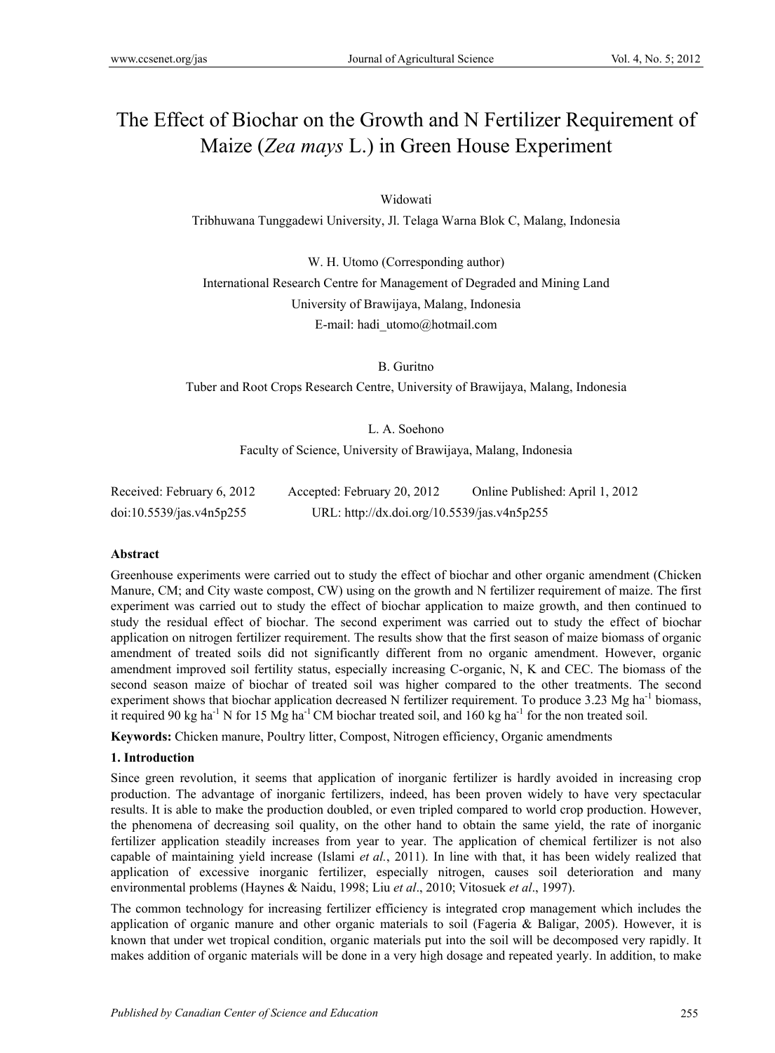# The Effect of Biochar on the Growth and N Fertilizer Requirement of Maize (*Zea mays* L.) in Green House Experiment

Widowati

Tribhuwana Tunggadewi University, Jl. Telaga Warna Blok C, Malang, Indonesia

W. H. Utomo (Corresponding author)

International Research Centre for Management of Degraded and Mining Land

University of Brawijaya, Malang, Indonesia

E-mail: hadi_utomo@hotmail.com

B. Guritno

Tuber and Root Crops Research Centre, University of Brawijaya, Malang, Indonesia

L. A. Soehono

Faculty of Science, University of Brawijaya, Malang, Indonesia

Received: February 6, 2012 Accepted: February 20, 2012 Online Published: April 1, 2012

doi:10.5539/jas.v4n5p255 URL: http://dx.doi.org/10.5539/jas.v4n5p255

**Abstract**

Greenhouse experiments were carried out to study the effect of biochar and other organic amendment (Chicken Manure, CM; and City waste compost, CW) using on the growth and N fertilizer requirement of maize. The first experiment was carried out to study the effect of biochar application to maize growth, and then continued to study the residual effect of biochar. The second experiment was carried out to study the effect of biochar application on nitrogen fertilizer requirement. The results show that the first season of maize biomass of organic amendment of treated soils did not significantly different from no organic amendment. However, organic amendment improved soil fertility status, especially increasing C-organic, N, K and CEC. The biomass of the second season maize of biochar of treated soil was higher compared to the other treatments. The second experiment shows that biochar application decreased N fertilizer requirement. To produce 3.23 Mg ha$^{-1}$ biomass, it required 90 kg ha$^{-1}$ N for 15 Mg ha$^{-1}$ CM biochar treated soil, and 160 kg ha$^{-1}$ for the non treated soil.

**Keywords:** Chicken manure, Poultry litter, Compost, Nitrogen efficiency, Organic amendments

## 1. Introduction

Since green revolution, it seems that application of inorganic fertilizer is hardly avoided in increasing crop production. The advantage of inorganic fertilizers, indeed, has been proven widely to have very spectacular results. It is able to make the production doubled, or even tripled compared to world crop production. However, the phenomena of decreasing soil quality, on the other hand to obtain the same yield, the rate of inorganic fertilizer application steadily increases from year to year. The application of chemical fertilizer is not also capable of maintaining yield increase (Islami *et al.*, 2011). In line with that, it has been widely realized that application of excessive inorganic fertilizer, especially nitrogen, causes soil deterioration and many environmental problems (Haynes & Naidu, 1998; Liu *et al*., 2010; Vitosuek *et al*., 1997).

The common technology for increasing fertilizer efficiency is integrated crop management which includes the application of organic manure and other organic materials to soil (Fageria & Baligar, 2005). However, it is known that under wet tropical condition, organic materials put into the soil will be decomposed very rapidly. It makes addition of organic materials will be done in a very high dosage and repeated yearly. In addition, to make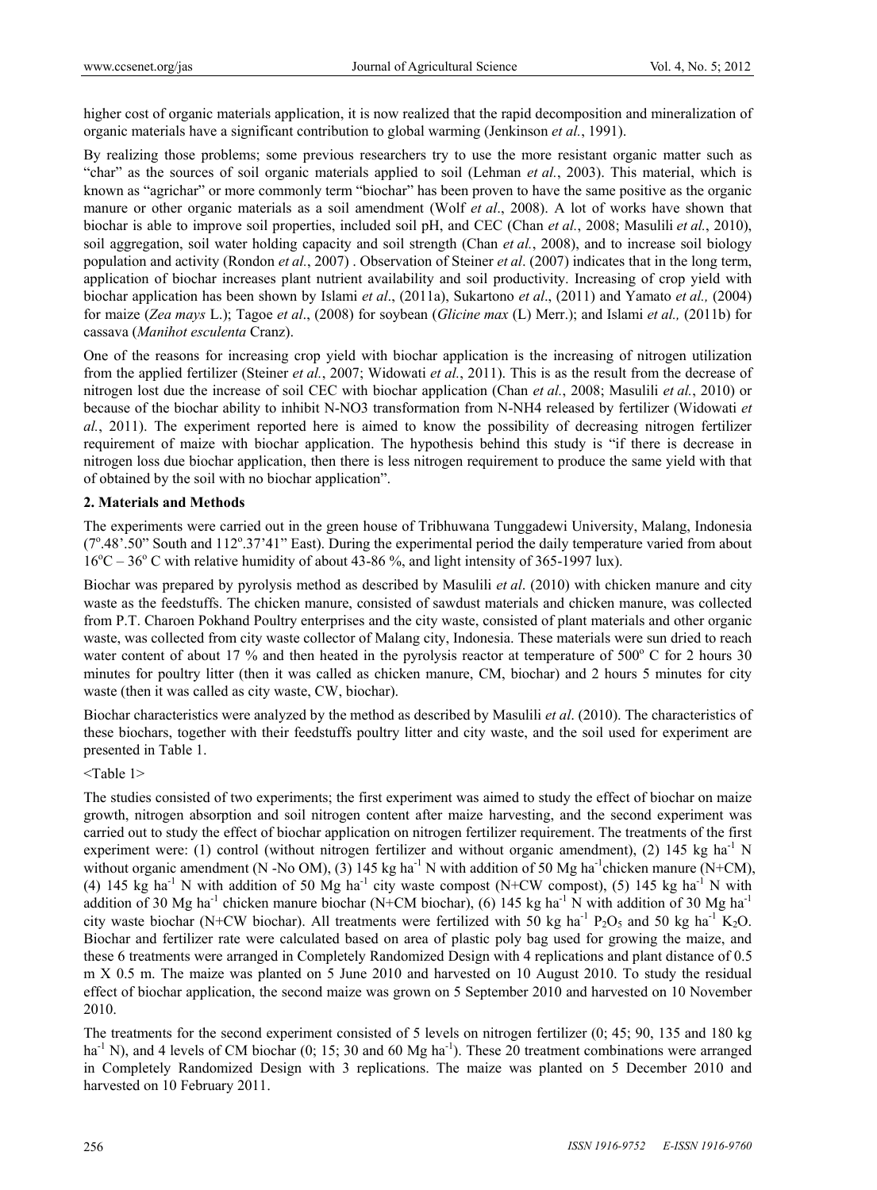higher cost of organic materials application, it is now realized that the rapid decomposition and mineralization of organic materials have a significant contribution to global warming (Jenkinson *et al.*, 1991).

By realizing those problems; some previous researchers try to use the more resistant organic matter such as "char" as the sources of soil organic materials applied to soil (Lehman *et al.*, 2003). This material, which is known as "agrichar" or more commonly term "biochar" has been proven to have the same positive as the organic manure or other organic materials as a soil amendment (Wolf *et al*., 2008). A lot of works have shown that biochar is able to improve soil properties, included soil pH, and CEC (Chan *et al.*, 2008; Masulili *et al.*, 2010), soil aggregation, soil water holding capacity and soil strength (Chan *et al.*, 2008), and to increase soil biology population and activity (Rondon *et al.*, 2007) . Observation of Steiner *et al*. (2007) indicates that in the long term, application of biochar increases plant nutrient availability and soil productivity. Increasing of crop yield with biochar application has been shown by Islami *et al*., (2011a), Sukartono *et al*., (2011) and Yamato *et al.,* (2004) for maize (*Zea mays* L.); Tagoe *et al*., (2008) for soybean (*Glicine max* (L) Merr.); and Islami *et al.,* (2011b) for cassava (*Manihot esculenta* Cranz).

One of the reasons for increasing crop yield with biochar application is the increasing of nitrogen utilization from the applied fertilizer (Steiner *et al.*, 2007; Widowati *et al.*, 2011). This is as the result from the decrease of nitrogen lost due the increase of soil CEC with biochar application (Chan *et al.*, 2008; Masulili *et al.*, 2010) or because of the biochar ability to inhibit N-NO3 transformation from N-NH4 released by fertilizer (Widowati *et al.*, 2011). The experiment reported here is aimed to know the possibility of decreasing nitrogen fertilizer requirement of maize with biochar application. The hypothesis behind this study is "if there is decrease in nitrogen loss due biochar application, then there is less nitrogen requirement to produce the same yield with that of obtained by the soil with no biochar application".

## 2. Materials and Methods

The experiments were carried out in the green house of Tribhuwana Tunggadewi University, Malang, Indonesia (7°.48'.50" South and 112°.37'41" East). During the experimental period the daily temperature varied from about 16°C – 36° C with relative humidity of about 43-86 %, and light intensity of 365-1997 lux).

Biochar was prepared by pyrolysis method as described by Masulili *et al*. (2010) with chicken manure and city waste as the feedstuffs. The chicken manure, consisted of sawdust materials and chicken manure, was collected from P.T. Charoen Pokhand Poultry enterprises and the city waste, consisted of plant materials and other organic waste, was collected from city waste collector of Malang city, Indonesia. These materials were sun dried to reach water content of about 17 % and then heated in the pyrolysis reactor at temperature of 500° C for 2 hours 30 minutes for poultry litter (then it was called as chicken manure, CM, biochar) and 2 hours 5 minutes for city waste (then it was called as city waste, CW, biochar).

Biochar characteristics were analyzed by the method as described by Masulili *et al*. (2010). The characteristics of these biochars, together with their feedstuffs poultry litter and city waste, and the soil used for experiment are presented in Table 1.

<Table 1>

The studies consisted of two experiments; the first experiment was aimed to study the effect of biochar on maize growth, nitrogen absorption and soil nitrogen content after maize harvesting, and the second experiment was carried out to study the effect of biochar application on nitrogen fertilizer requirement. The treatments of the first experiment were: (1) control (without nitrogen fertilizer and without organic amendment), (2) 145 kg ha$^{-1}$ N without organic amendment (N -No OM), (3) 145 kg ha$^{-1}$ N with addition of 50 Mg ha$^{-1}$chicken manure (N+CM), (4) 145 kg ha$^{-1}$ N with addition of 50 Mg ha$^{-1}$ city waste compost (N+CW compost), (5) 145 kg ha$^{-1}$ N with addition of 30 Mg ha$^{-1}$ chicken manure biochar (N+CM biochar), (6) 145 kg ha$^{-1}$ N with addition of 30 Mg ha$^{-1}$ city waste biochar (N+CW biochar). All treatments were fertilized with 50 kg ha$^{-1}$ $P_2O_5$ and 50 kg ha$^{-1}$ $K_2O$. Biochar and fertilizer rate were calculated based on area of plastic poly bag used for growing the maize, and these 6 treatments were arranged in Completely Randomized Design with 4 replications and plant distance of 0.5 m X 0.5 m. The maize was planted on 5 June 2010 and harvested on 10 August 2010. To study the residual effect of biochar application, the second maize was grown on 5 September 2010 and harvested on 10 November 2010.

The treatments for the second experiment consisted of 5 levels on nitrogen fertilizer (0; 45; 90, 135 and 180 kg ha$^{-1}$ N), and 4 levels of CM biochar (0; 15; 30 and 60 Mg ha$^{-1}$). These 20 treatment combinations were arranged in Completely Randomized Design with 3 replications. The maize was planted on 5 December 2010 and harvested on 10 February 2011.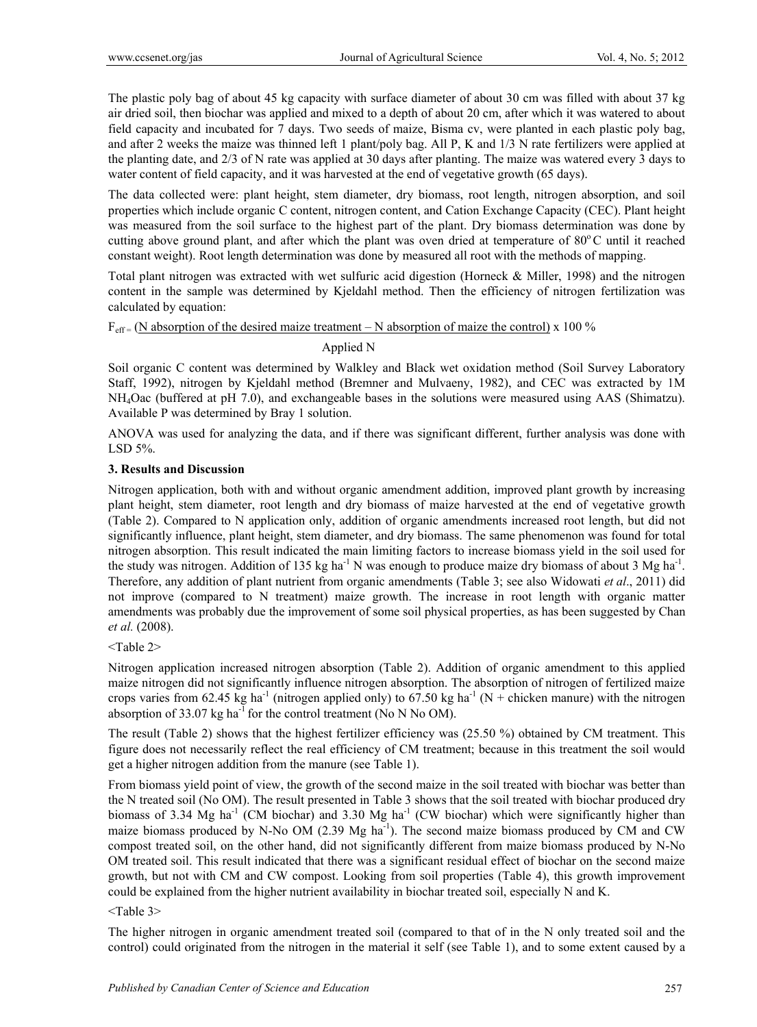The plastic poly bag of about 45 kg capacity with surface diameter of about 30 cm was filled with about 37 kg air dried soil, then biochar was applied and mixed to a depth of about 20 cm, after which it was watered to about field capacity and incubated for 7 days. Two seeds of maize, Bisma cv, were planted in each plastic poly bag, and after 2 weeks the maize was thinned left 1 plant/poly bag. All P, K and 1/3 N rate fertilizers were applied at the planting date, and 2/3 of N rate was applied at 30 days after planting. The maize was watered every 3 days to water content of field capacity, and it was harvested at the end of vegetative growth (65 days).

The data collected were: plant height, stem diameter, dry biomass, root length, nitrogen absorption, and soil properties which include organic C content, nitrogen content, and Cation Exchange Capacity (CEC). Plant height was measured from the soil surface to the highest part of the plant. Dry biomass determination was done by cutting above ground plant, and after which the plant was oven dried at temperature of 80°C until it reached constant weight). Root length determination was done by measured all root with the methods of mapping.

Total plant nitrogen was extracted with wet sulfuric acid digestion (Horneck & Miller, 1998) and the nitrogen content in the sample was determined by Kjeldahl method. Then the efficiency of nitrogen fertilization was calculated by equation:

$$F_{eff} = \frac{\text{N absorption of the desired maize treatment} - \text{N absorption of maize the control}}{\text{Applied N}} \times 100\ \%$$

Soil organic C content was determined by Walkley and Black wet oxidation method (Soil Survey Laboratory Staff, 1992), nitrogen by Kjeldahl method (Bremner and Mulvaeny, 1982), and CEC was extracted by 1M $NH_4Oac$ (buffered at pH 7.0), and exchangeable bases in the solutions were measured using AAS (Shimatzu). Available P was determined by Bray 1 solution.

ANOVA was used for analyzing the data, and if there was significant different, further analysis was done with LSD 5%.

## 3. Results and Discussion

Nitrogen application, both with and without organic amendment addition, improved plant growth by increasing plant height, stem diameter, root length and dry biomass of maize harvested at the end of vegetative growth (Table 2). Compared to N application only, addition of organic amendments increased root length, but did not significantly influence, plant height, stem diameter, and dry biomass. The same phenomenon was found for total nitrogen absorption. This result indicated the main limiting factors to increase biomass yield in the soil used for the study was nitrogen. Addition of 135 kg ha$^{-1}$ N was enough to produce maize dry biomass of about 3 Mg ha$^{-1}$. Therefore, any addition of plant nutrient from organic amendments (Table 3; see also Widowati *et al*., 2011) did not improve (compared to N treatment) maize growth. The increase in root length with organic matter amendments was probably due the improvement of some soil physical properties, as has been suggested by Chan *et al.* (2008).

<Table 2>

Nitrogen application increased nitrogen absorption (Table 2). Addition of organic amendment to this applied maize nitrogen did not significantly influence nitrogen absorption. The absorption of nitrogen of fertilized maize crops varies from 62.45 kg ha$^{-1}$ (nitrogen applied only) to 67.50 kg ha$^{-1}$ (N + chicken manure) with the nitrogen absorption of 33.07 kg ha$^{-1}$ for the control treatment (No N No OM).

The result (Table 2) shows that the highest fertilizer efficiency was (25.50 %) obtained by CM treatment. This figure does not necessarily reflect the real efficiency of CM treatment; because in this treatment the soil would get a higher nitrogen addition from the manure (see Table 1).

From biomass yield point of view, the growth of the second maize in the soil treated with biochar was better than the N treated soil (No OM). The result presented in Table 3 shows that the soil treated with biochar produced dry biomass of 3.34 Mg ha$^{-1}$ (CM biochar) and 3.30 Mg ha$^{-1}$ (CW biochar) which were significantly higher than maize biomass produced by N-No OM (2.39 Mg ha$^{-1}$). The second maize biomass produced by CM and CW compost treated soil, on the other hand, did not significantly different from maize biomass produced by N-No OM treated soil. This result indicated that there was a significant residual effect of biochar on the second maize growth, but not with CM and CW compost. Looking from soil properties (Table 4), this growth improvement could be explained from the higher nutrient availability in biochar treated soil, especially N and K.

<Table 3>

The higher nitrogen in organic amendment treated soil (compared to that of in the N only treated soil and the control) could originated from the nitrogen in the material it self (see Table 1), and to some extent caused by a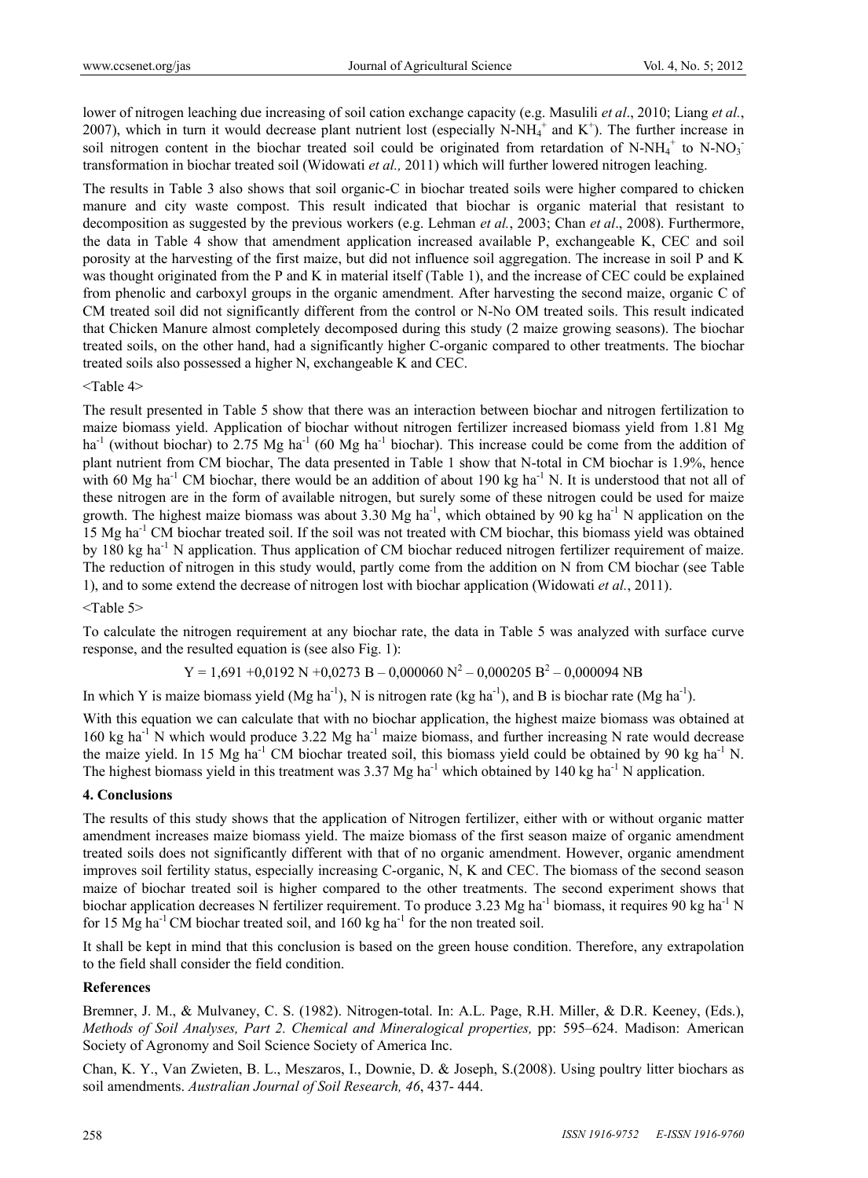lower of nitrogen leaching due increasing of soil cation exchange capacity (e.g. Masulili *et al*., 2010; Liang *et al.*, 2007), which in turn it would decrease plant nutrient lost (especially N-$NH_4^+$ and $K^+$). The further increase in soil nitrogen content in the biochar treated soil could be originated from retardation of N-$NH_4^+$ to N-$NO_3^-$ transformation in biochar treated soil (Widowati *et al.,* 2011) which will further lowered nitrogen leaching.

The results in Table 3 also shows that soil organic-C in biochar treated soils were higher compared to chicken manure and city waste compost. This result indicated that biochar is organic material that resistant to decomposition as suggested by the previous workers (e.g. Lehman *et al.*, 2003; Chan *et al*., 2008). Furthermore, the data in Table 4 show that amendment application increased available P, exchangeable K, CEC and soil porosity at the harvesting of the first maize, but did not influence soil aggregation. The increase in soil P and K was thought originated from the P and K in material itself (Table 1), and the increase of CEC could be explained from phenolic and carboxyl groups in the organic amendment. After harvesting the second maize, organic C of CM treated soil did not significantly different from the control or N-No OM treated soils. This result indicated that Chicken Manure almost completely decomposed during this study (2 maize growing seasons). The biochar treated soils, on the other hand, had a significantly higher C-organic compared to other treatments. The biochar treated soils also possessed a higher N, exchangeable K and CEC.

<Table 4>

The result presented in Table 5 show that there was an interaction between biochar and nitrogen fertilization to maize biomass yield. Application of biochar without nitrogen fertilizer increased biomass yield from 1.81 Mg ha$^{-1}$ (without biochar) to 2.75 Mg ha$^{-1}$ (60 Mg ha$^{-1}$ biochar). This increase could be come from the addition of plant nutrient from CM biochar, The data presented in Table 1 show that N-total in CM biochar is 1.9%, hence with 60 Mg ha$^{-1}$ CM biochar, there would be an addition of about 190 kg ha$^{-1}$ N. It is understood that not all of these nitrogen are in the form of available nitrogen, but surely some of these nitrogen could be used for maize growth. The highest maize biomass was about 3.30 Mg ha$^{-1}$, which obtained by 90 kg ha$^{-1}$ N application on the 15 Mg ha$^{-1}$ CM biochar treated soil. If the soil was not treated with CM biochar, this biomass yield was obtained by 180 kg ha$^{-1}$ N application. Thus application of CM biochar reduced nitrogen fertilizer requirement of maize. The reduction of nitrogen in this study would, partly come from the addition on N from CM biochar (see Table 1), and to some extend the decrease of nitrogen lost with biochar application (Widowati *et al.*, 2011).

<Table 5>

To calculate the nitrogen requirement at any biochar rate, the data in Table 5 was analyzed with surface curve response, and the resulted equation is (see also Fig. 1):

$$Y = 1{,}691 + 0{,}0192\ N + 0{,}0273\ B - 0{,}000060\ N^2 - 0{,}000205\ B^2 - 0{,}000094\ NB$$

In which Y is maize biomass yield (Mg ha$^{-1}$), N is nitrogen rate (kg ha$^{-1}$), and B is biochar rate (Mg ha$^{-1}$).

With this equation we can calculate that with no biochar application, the highest maize biomass was obtained at 160 kg ha$^{-1}$ N which would produce 3.22 Mg ha$^{-1}$ maize biomass, and further increasing N rate would decrease the maize yield. In 15 Mg ha$^{-1}$ CM biochar treated soil, this biomass yield could be obtained by 90 kg ha$^{-1}$ N. The highest biomass yield in this treatment was 3.37 Mg ha$^{-1}$ which obtained by 140 kg ha$^{-1}$ N application.

## 4. Conclusions

The results of this study shows that the application of Nitrogen fertilizer, either with or without organic matter amendment increases maize biomass yield. The maize biomass of the first season maize of organic amendment treated soils does not significantly different with that of no organic amendment. However, organic amendment improves soil fertility status, especially increasing C-organic, N, K and CEC. The biomass of the second season maize of biochar treated soil is higher compared to the other treatments. The second experiment shows that biochar application decreases N fertilizer requirement. To produce 3.23 Mg ha$^{-1}$ biomass, it requires 90 kg ha$^{-1}$ N for 15 Mg ha$^{-1}$ CM biochar treated soil, and 160 kg ha$^{-1}$ for the non treated soil.

It shall be kept in mind that this conclusion is based on the green house condition. Therefore, any extrapolation to the field shall consider the field condition.

## References

Bremner, J. M., & Mulvaney, C. S. (1982). Nitrogen-total. In: A.L. Page, R.H. Miller, & D.R. Keeney, (Eds.), *Methods of Soil Analyses, Part 2. Chemical and Mineralogical properties,* pp: 595–624. Madison: American Society of Agronomy and Soil Science Society of America Inc.

Chan, K. Y., Van Zwieten, B. L., Meszaros, I., Downie, D. & Joseph, S.(2008). Using poultry litter biochars as soil amendments. *Australian Journal of Soil Research, 46*, 437- 444.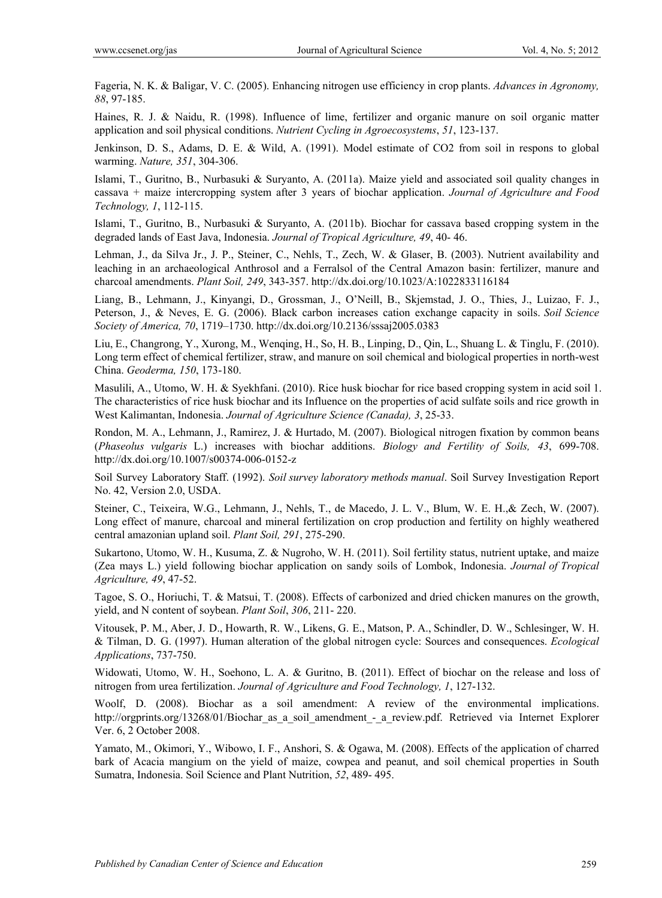Fageria, N. K. & Baligar, V. C. (2005). Enhancing nitrogen use efficiency in crop plants. *Advances in Agronomy, 88*, 97-185.

Haines, R. J. & Naidu, R. (1998). Influence of lime, fertilizer and organic manure on soil organic matter application and soil physical conditions. *Nutrient Cycling in Agroecosystems*, *51*, 123-137.

Jenkinson, D. S., Adams, D. E. & Wild, A. (1991). Model estimate of CO2 from soil in respons to global warming. *Nature, 351*, 304-306.

Islami, T., Guritno, B., Nurbasuki & Suryanto, A. (2011a). Maize yield and associated soil quality changes in cassava + maize intercropping system after 3 years of biochar application. *Journal of Agriculture and Food Technology, 1*, 112-115.

Islami, T., Guritno, B., Nurbasuki & Suryanto, A. (2011b). Biochar for cassava based cropping system in the degraded lands of East Java, Indonesia. *Journal of Tropical Agriculture, 49*, 40- 46.

Lehman, J., da Silva Jr., J. P., Steiner, C., Nehls, T., Zech, W. & Glaser, B. (2003). Nutrient availability and leaching in an archaeological Anthrosol and a Ferralsol of the Central Amazon basin: fertilizer, manure and charcoal amendments. *Plant Soil, 249*, 343-357. http://dx.doi.org/10.1023/A:1022833116184

Liang, B., Lehmann, J., Kinyangi, D., Grossman, J., O'Neill, B., Skjemstad, J. O., Thies, J., Luizao, F. J., Peterson, J., & Neves, E. G. (2006). Black carbon increases cation exchange capacity in soils. *Soil Science Society of America, 70*, 1719–1730. http://dx.doi.org/10.2136/sssaj2005.0383

Liu, E., Changrong, Y., Xurong, M., Wenqing, H., So, H. B., Linping, D., Qin, L., Shuang L. & Tinglu, F. (2010). Long term effect of chemical fertilizer, straw, and manure on soil chemical and biological properties in north-west China. *Geoderma, 150*, 173-180.

Masulili, A., Utomo, W. H. & Syekhfani. (2010). Rice husk biochar for rice based cropping system in acid soil 1. The characteristics of rice husk biochar and its Influence on the properties of acid sulfate soils and rice growth in West Kalimantan, Indonesia. *Journal of Agriculture Science (Canada), 3*, 25-33.

Rondon, M. A., Lehmann, J., Ramirez, J. & Hurtado, M. (2007). Biological nitrogen fixation by common beans (*Phaseolus vulgaris* L.) increases with biochar additions. *Biology and Fertility of Soils, 43*, 699-708. http://dx.doi.org/10.1007/s00374-006-0152-z

Soil Survey Laboratory Staff. (1992). *Soil survey laboratory methods manual*. Soil Survey Investigation Report No. 42, Version 2.0, USDA.

Steiner, C., Teixeira, W.G., Lehmann, J., Nehls, T., de Macedo, J. L. V., Blum, W. E. H.,& Zech, W. (2007). Long effect of manure, charcoal and mineral fertilization on crop production and fertility on highly weathered central amazonian upland soil. *Plant Soil, 291*, 275-290.

Sukartono, Utomo, W. H., Kusuma, Z. & Nugroho, W. H. (2011). Soil fertility status, nutrient uptake, and maize (Zea mays L.) yield following biochar application on sandy soils of Lombok, Indonesia. *Journal of Tropical Agriculture, 49*, 47-52.

Tagoe, S. O., Horiuchi, T. & Matsui, T. (2008). Effects of carbonized and dried chicken manures on the growth, yield, and N content of soybean. *Plant Soil*, *306*, 211- 220.

Vitousek, P. M., Aber, J. D., Howarth, R. W., Likens, G. E., Matson, P. A., Schindler, D. W., Schlesinger, W. H. & Tilman, D. G. (1997). Human alteration of the global nitrogen cycle: Sources and consequences. *Ecological Applications*, 737-750.

Widowati, Utomo, W. H., Soehono, L. A. & Guritno, B. (2011). Effect of biochar on the release and loss of nitrogen from urea fertilization. *Journal of Agriculture and Food Technology, 1*, 127-132.

Woolf, D. (2008). Biochar as a soil amendment: A review of the environmental implications. http://orgprints.org/13268/01/Biochar_as_a_soil_amendment_-_a_review.pdf. Retrieved via Internet Explorer Ver. 6, 2 October 2008.

Yamato, M., Okimori, Y., Wibowo, I. F., Anshori, S. & Ogawa, M. (2008). Effects of the application of charred bark of Acacia mangium on the yield of maize, cowpea and peanut, and soil chemical properties in South Sumatra, Indonesia. Soil Science and Plant Nutrition, *52*, 489- 495.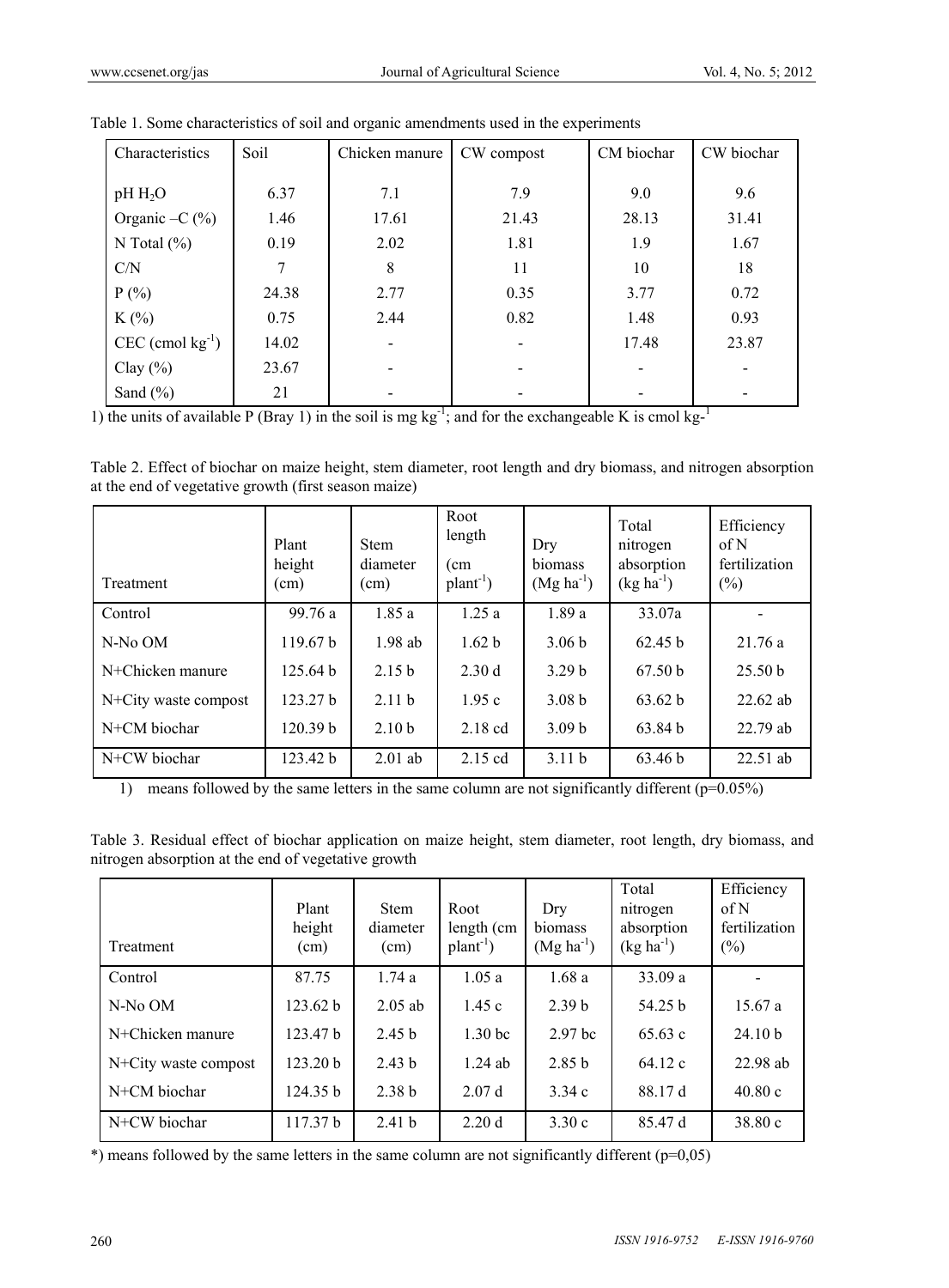Table 1. Some characteristics of soil and organic amendments used in the experiments

| Characteristics | Soil | Chicken manure | CW compost | CM biochar | CW biochar |
|---|---|---|---|---|---|
| pH $H_2O$ | 6.37 | 7.1 | 7.9 | 9.0 | 9.6 |
| Organic –C (%) | 1.46 | 17.61 | 21.43 | 28.13 | 31.41 |
| N Total (%) | 0.19 | 2.02 | 1.81 | 1.9 | 1.67 |
| C/N | 7 | 8 | 11 | 10 | 18 |
| P (%) | 24.38 | 2.77 | 0.35 | 3.77 | 0.72 |
| K (%) | 0.75 | 2.44 | 0.82 | 1.48 | 0.93 |
| CEC (cmol $kg^{-1}$) | 14.02 | - | - | 17.48 | 23.87 |
| Clay (%) | 23.67 | - | - | - | - |
| Sand (%) | 21 | - | - | - | - |

1) the units of available P (Bray 1) in the soil is mg $kg^{-1}$; and for the exchangeable K is cmol $kg^{-1}$

Table 2. Effect of biochar on maize height, stem diameter, root length and dry biomass, and nitrogen absorption at the end of vegetative growth (first season maize)

| Treatment | Plant height (cm) | Stem diameter (cm) | Root length (cm $plant^{-1}$) | Dry biomass (Mg $ha^{-1}$) | Total nitrogen absorption (kg $ha^{-1}$) | Efficiency of N fertilization (%) |
|---|---|---|---|---|---|---|
| Control | 99.76 a | 1.85 a | 1.25 a | 1.89 a | 33.07a | - |
| N-No OM | 119.67 b | 1.98 ab | 1.62 b | 3.06 b | 62.45 b | 21.76 a |
| N+Chicken manure | 125.64 b | 2.15 b | 2.30 d | 3.29 b | 67.50 b | 25.50 b |
| N+City waste compost | 123.27 b | 2.11 b | 1.95 c | 3.08 b | 63.62 b | 22.62 ab |
| N+CM biochar | 120.39 b | 2.10 b | 2.18 cd | 3.09 b | 63.84 b | 22.79 ab |
| N+CW biochar | 123.42 b | 2.01 ab | 2.15 cd | 3.11 b | 63.46 b | 22.51 ab |

1) means followed by the same letters in the same column are not significantly different (p=0.05%)

Table 3. Residual effect of biochar application on maize height, stem diameter, root length, dry biomass, and nitrogen absorption at the end of vegetative growth

| Treatment | Plant height (cm) | Stem diameter (cm) | Root length (cm $plant^{-1}$) | Dry biomass (Mg $ha^{-1}$) | Total nitrogen absorption (kg $ha^{-1}$) | Efficiency of N fertilization (%) |
|---|---|---|---|---|---|---|
| Control | 87.75 | 1.74 a | 1.05 a | 1.68 a | 33.09 a | - |
| N-No OM | 123.62 b | 2.05 ab | 1.45 c | 2.39 b | 54.25 b | 15.67 a |
| N+Chicken manure | 123.47 b | 2.45 b | 1.30 bc | 2.97 bc | 65.63 c | 24.10 b |
| N+City waste compost | 123.20 b | 2.43 b | 1.24 ab | 2.85 b | 64.12 c | 22.98 ab |
| N+CM biochar | 124.35 b | 2.38 b | 2.07 d | 3.34 c | 88.17 d | 40.80 c |
| N+CW biochar | 117.37 b | 2.41 b | 2.20 d | 3.30 c | 85.47 d | 38.80 c |

*) means followed by the same letters in the same column are not significantly different (p=0,05)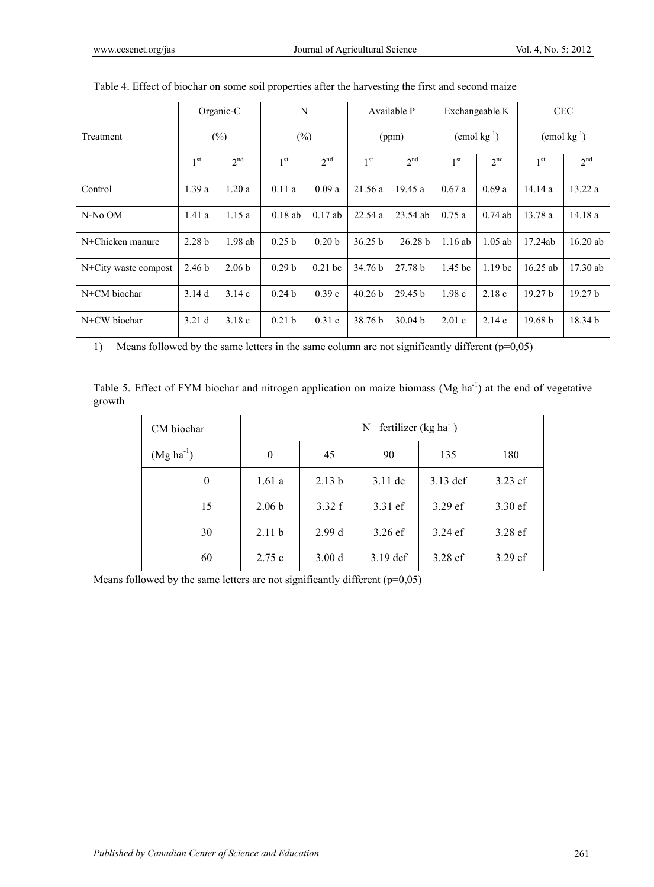Table 4. Effect of biochar on some soil properties after the harvesting the first and second maize

| Treatment | Organic-C (%) | | N (%) | | Available P (ppm) | | Exchangeable K ($cmol\ kg^{-1}$) | | CEC ($cmol\ kg^{-1}$) | |
|---|---|---|---|---|---|---|---|---|---|---|
| | 1st | 2nd | 1st | 2nd | 1st | 2nd | 1st | 2nd | 1st | 2nd |
| Control | 1.39 a | 1.20 a | 0.11 a | 0.09 a | 21.56 a | 19.45 a | 0.67 a | 0.69 a | 14.14 a | 13.22 a |
| N-No OM | 1.41 a | 1.15 a | 0.18 ab | 0.17 ab | 22.54 a | 23.54 ab | 0.75 a | 0.74 ab | 13.78 a | 14.18 a |
| N+Chicken manure | 2.28 b | 1.98 ab | 0.25 b | 0.20 b | 36.25 b | 26.28 b | 1.16 ab | 1.05 ab | 17.24ab | 16.20 ab |
| N+City waste compost | 2.46 b | 2.06 b | 0.29 b | 0.21 bc | 34.76 b | 27.78 b | 1.45 bc | 1.19 bc | 16.25 ab | 17.30 ab |
| N+CM biochar | 3.14 d | 3.14 c | 0.24 b | 0.39 c | 40.26 b | 29.45 b | 1.98 c | 2.18 c | 19.27 b | 19.27 b |
| N+CW biochar | 3.21 d | 3.18 c | 0.21 b | 0.31 c | 38.76 b | 30.04 b | 2.01 c | 2.14 c | 19.68 b | 18.34 b |

1) Means followed by the same letters in the same column are not significantly different (p=0,05)

Table 5. Effect of FYM biochar and nitrogen application on maize biomass ($Mg\ ha^{-1}$) at the end of vegetative growth

| CM biochar ($Mg\ ha^{-1}$) | N fertilizer ($kg\ ha^{-1}$) | | | | |
|---|---|---|---|---|---|
| | 0 | 45 | 90 | 135 | 180 |
| 0 | 1.61 a | 2.13 b | 3.11 de | 3.13 def | 3.23 ef |
| 15 | 2.06 b | 3.32 f | 3.31 ef | 3.29 ef | 3.30 ef |
| 30 | 2.11 b | 2.99 d | 3.26 ef | 3.24 ef | 3.28 ef |
| 60 | 2.75 c | 3.00 d | 3.19 def | 3.28 ef | 3.29 ef |

Means followed by the same letters are not significantly different (p=0,05)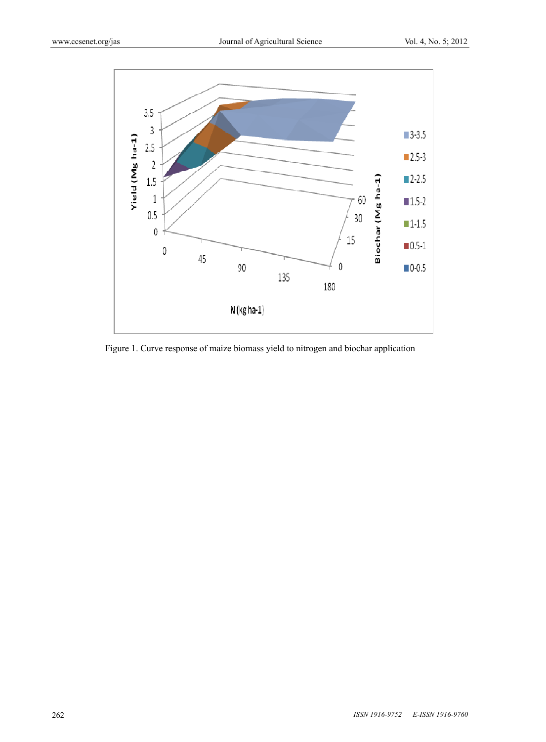3.5
3
2.5
2
1.5
1
0.5
0

Yield (Mg ha-1)

0
45
90
135
180

N (kg ha-1)

0
15
30
60

Biochar (Mg ha-1)

3-3.5
2.5-3
2-2.5
1.5-2
1-1.5
0.5-1
0-0.5

Figure 1. Curve response of maize biomass yield to nitrogen and biochar application